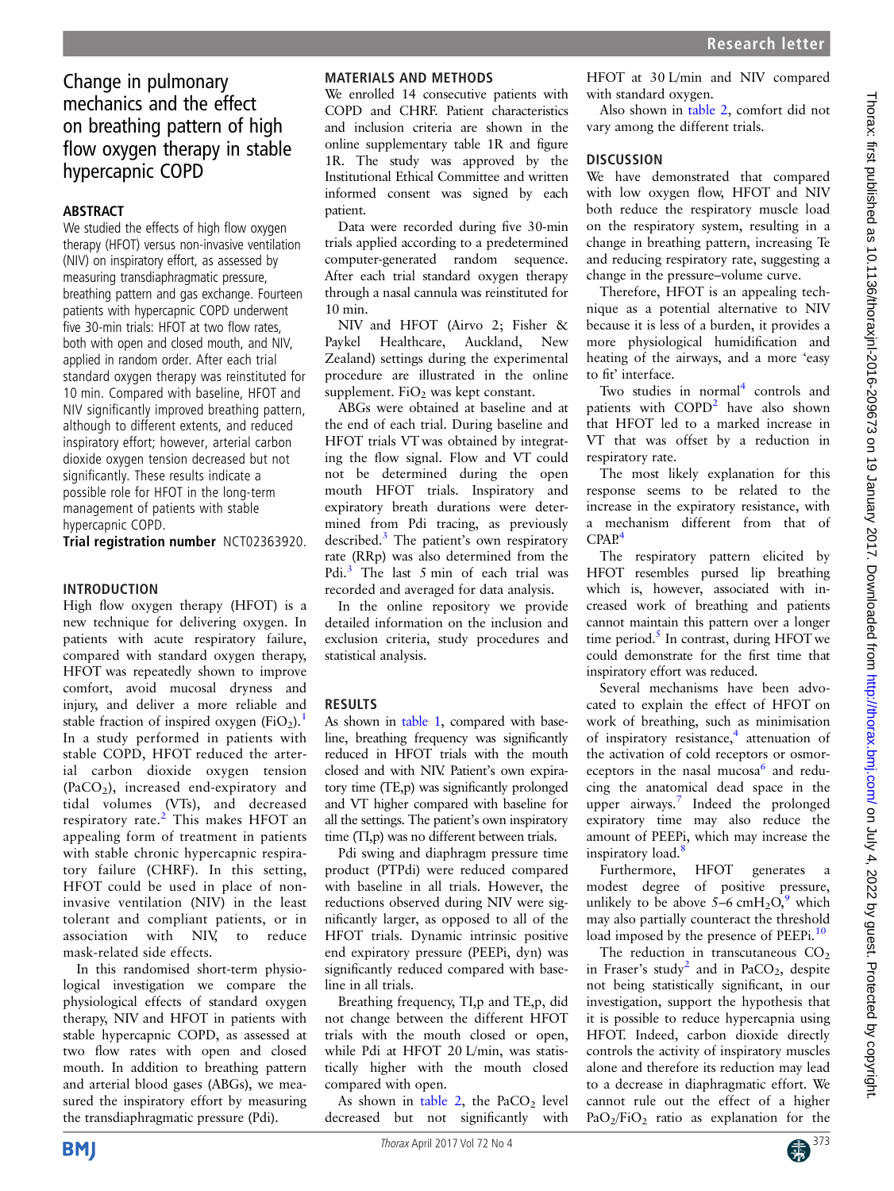# Change in pulmonary mechanics and the effect on breathing pattern of high flow oxygen therapy in stable hypercapnic COPD

## ABSTRACT

We studied the effects of high flow oxygen therapy (HFOT) versus non-invasive ventilation (NIV) on inspiratory effort, as assessed by measuring transdiaphragmatic pressure, breathing pattern and gas exchange. Fourteen patients with hypercapnic COPD underwent five 30-min trials: HFOT at two flow rates, both with open and closed mouth, and NIV, applied in random order. After each trial standard oxygen therapy was reinstituted for 10 min. Compared with baseline, HFOT and NIV significantly improved breathing pattern, although to different extents, and reduced inspiratory effort; however, arterial carbon dioxide oxygen tension decreased but not significantly. These results indicate a possible role for HFOT in the long-term management of patients with stable hypercapnic COPD.

**Trial registration number** NCT02363920.

## INTRODUCTION

High flow oxygen therapy (HFOT) is a new technique for delivering oxygen. In patients with acute respiratory failure, compared with standard oxygen therapy, HFOT was repeatedly shown to improve comfort, avoid mucosal dryness and injury, and deliver a more reliable and stable fraction of inspired oxygen ($FiO_2$).[1] In a study performed in patients with stable COPD, HFOT reduced the arterial carbon dioxide oxygen tension ($PaCO_2$), increased end-expiratory and tidal volumes (VTs), and decreased respiratory rate.[2] This makes HFOT an appealing form of treatment in patients with stable chronic hypercapnic respiratory failure (CHRF). In this setting, HFOT could be used in place of non-invasive ventilation (NIV) in the least tolerant and compliant patients, or in association with NIV, to reduce mask-related side effects.

In this randomised short-term physiological investigation we compare the physiological effects of standard oxygen therapy, NIV and HFOT in patients with stable hypercapnic COPD, as assessed at two flow rates with open and closed mouth. In addition to breathing pattern and arterial blood gases (ABGs), we measured the inspiratory effort by measuring the transdiaphragmatic pressure (Pdi).

## MATERIALS AND METHODS

We enrolled 14 consecutive patients with COPD and CHRF. Patient characteristics and inclusion criteria are shown in the online supplementary table 1R and figure 1R. The study was approved by the Institutional Ethical Committee and written informed consent was signed by each patient.

Data were recorded during five 30-min trials applied according to a predetermined computer-generated random sequence. After each trial standard oxygen therapy through a nasal cannula was reinstituted for 10 min.

NIV and HFOT (Airvo 2; Fisher & Paykel Healthcare, Auckland, New Zealand) settings during the experimental procedure are illustrated in the online supplement. $FiO_2$ was kept constant.

ABGs were obtained at baseline and at the end of each trial. During baseline and HFOT trials VT was obtained by integrating the flow signal. Flow and VT could not be determined during the open mouth HFOT trials. Inspiratory and expiratory breath durations were determined from Pdi tracing, as previously described.[3] The patient's own respiratory rate (RRp) was also determined from the Pdi.[3] The last 5 min of each trial was recorded and averaged for data analysis.

In the online repository we provide detailed information on the inclusion and exclusion criteria, study procedures and statistical analysis.

## RESULTS

As shown in table 1, compared with baseline, breathing frequency was significantly reduced in HFOT trials with the mouth closed and with NIV. Patient's own expiratory time (TE,p) was significantly prolonged and VT higher compared with baseline for all the settings. The patient's own inspiratory time (TI,p) was no different between trials.

Pdi swing and diaphragm pressure time product (PTPdi) were reduced compared with baseline in all trials. However, the reductions observed during NIV were significantly larger, as opposed to all of the HFOT trials. Dynamic intrinsic positive end expiratory pressure (PEEPi, dyn) was significantly reduced compared with baseline in all trials.

Breathing frequency, TI,p and TE,p, did not change between the different HFOT trials with the mouth closed or open, while Pdi at HFOT 20 L/min, was statistically higher with the mouth closed compared with open.

As shown in table 2, the $PaCO_2$ level decreased but not significantly with HFOT at 30 L/min and NIV compared with standard oxygen.

Also shown in table 2, comfort did not vary among the different trials.

## DISCUSSION

We have demonstrated that compared with low oxygen flow, HFOT and NIV both reduce the respiratory muscle load on the respiratory system, resulting in a change in breathing pattern, increasing Te and reducing respiratory rate, suggesting a change in the pressure–volume curve.

Therefore, HFOT is an appealing technique as a potential alternative to NIV because it is less of a burden, it provides a more physiological humidification and heating of the airways, and a more 'easy to fit' interface.

Two studies in normal[4] controls and patients with COPD[2] have also shown that HFOT led to a marked increase in VT that was offset by a reduction in respiratory rate.

The most likely explanation for this response seems to be related to the increase in the expiratory resistance, with a mechanism different from that of CPAP.[4]

The respiratory pattern elicited by HFOT resembles pursed lip breathing which is, however, associated with increased work of breathing and patients cannot maintain this pattern over a longer time period.[5] In contrast, during HFOT we could demonstrate for the first time that inspiratory effort was reduced.

Several mechanisms have been advocated to explain the effect of HFOT on work of breathing, such as minimisation of inspiratory resistance,[4] attenuation of the activation of cold receptors or osmoreceptors in the nasal mucosa[6] and reducing the anatomical dead space in the upper airways.[7] Indeed the prolonged expiratory time may also reduce the amount of PEEPi, which may increase the inspiratory load.[8]

Furthermore, HFOT generates a modest degree of positive pressure, unlikely to be above 5–6 $cmH_2O$,[9] which may also partially counteract the threshold load imposed by the presence of PEEPi.[10]

The reduction in transcutaneous $CO_2$ in Fraser's study[2] and in $PaCO_2$, despite not being statistically significant, in our investigation, support the hypothesis that it is possible to reduce hypercapnia using HFOT. Indeed, carbon dioxide directly controls the activity of inspiratory muscles alone and therefore its reduction may lead to a decrease in diaphragmatic effort. We cannot rule out the effect of a higher $PaO_2/FiO_2$ ratio as explanation for the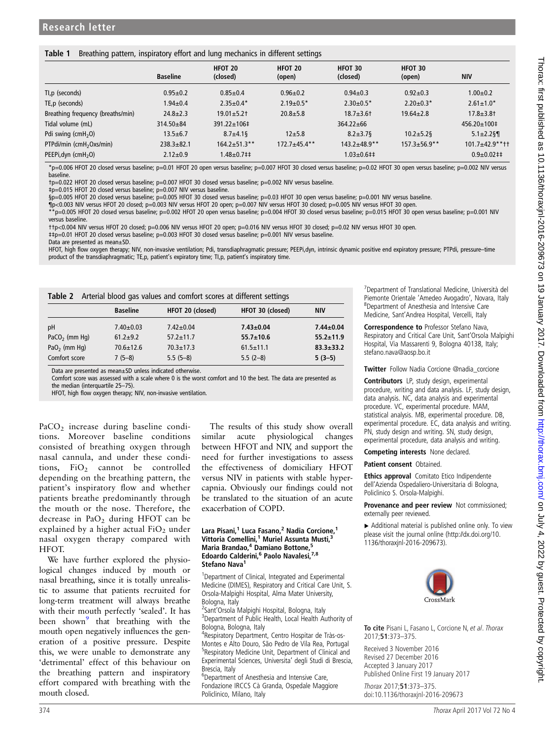**Table 1** Breathing pattern, inspiratory effort and lung mechanics in different settings

| | Baseline | HFOT 20 (closed) | HFOT 20 (open) | HFOT 30 (closed) | HFOT 30 (open) | NIV |
|---|---|---|---|---|---|---|
| TI,p (seconds) | 0.95±0.2 | 0.85±0.4 | 0.96±0.2 | 0.94±0.3 | 0.92±0.3 | 1.00±0.2 |
| TE,p (seconds) | 1.94±0.4 | 2.35±0.4* | 2.19±0.5* | 2.30±0.5* | 2.20±0.3* | 2.61±1.0* |
| Breathing frequency (breaths/min) | 24.8±2.3 | 19.01±5.2† | 20.8±5.8 | 18.7±3.6† | 19.64±2.8 | 17.8±3.8† |
| Tidal volume (mL) | 314.50±84 | 391.22±106‡ | | 364.22±66 | | 456.20±100‡ |
| Pdi swing ($cmH_2O$) | 13.5±6.7 | 8.7±4.1§ | 12±5.8 | 8.2±3.7§ | 10.2±5.2§ | 5.1±2.2§¶ |
| PTPdi/min ($cmH_2O$xs/min) | 238.3±82.1 | 164.2±51.3** | 172.7±45.4** | 143.2±48.9** | 157.3±56.9** | 101.7±42.9**†† |
| PEEPi,dyn ($cmH_2O$) | 2.12±0.9 | 1.48±0.7‡‡ | | 1.03±0.6‡‡ | | 0.9±0.02‡‡ |

*p=0.006 HFOT 20 closed versus baseline; p=0.01 HFOT 20 open versus baseline; p=0.007 HFOT 30 closed versus baseline; p=0.02 HFOT 30 open versus baseline; p=0.002 NIV versus baseline.
†p=0.022 HFOT 20 closed versus baseline; p=0.007 HFOT 30 closed versus baseline; p=0.002 NIV versus baseline.
‡p=0.015 HFOT 20 closed versus baseline; p=0.007 NIV versus baseline.
§p=0.005 HFOT 20 closed versus baseline; p=0.005 HFOT 30 closed versus baseline; p=0.03 HFOT 30 open versus baseline; p=0.001 NIV versus baseline.
¶p<0.003 NIV versus HFOT 20 closed; p=0.003 NIV versus HFOT 20 open; p=0.007 NIV versus HFOT 30 closed; p=0.005 NIV versus HFOT 30 open.
**p=0.005 HFOT 20 closed versus baseline; p=0.002 HFOT 20 open versus baseline; p=0.004 HFOT 30 closed versus baseline; p=0.015 HFOT 30 open versus baseline; p=0.001 NIV versus baseline.
††p<0.004 NIV versus HFOT 20 closed; p=0.006 NIV versus HFOT 20 open; p=0.016 NIV versus HFOT 30 closed; p=0.02 NIV versus HFOT 30 open.
‡‡p=0.01 HFOT 20 closed versus baseline; p=0.003 HFOT 30 closed versus baseline; p=0.001 NIV versus baseline.
Data are presented as mean±SD.
HFOT, high flow oxygen therapy; NIV, non-invasive ventilation; Pdi, transdiaphragmatic pressure; PEEPi,dyn, intrinsic dynamic positive end expiratory pressure; PTPdi, pressure–time product of the transdiaphragmatic; TE,p, patient's expiratory time; TI,p, patient's inspiratory time.

**Table 2** Arterial blood gas values and comfort scores at different settings

| | Baseline | HFOT 20 (closed) | HFOT 30 (closed) | NIV |
|---|---|---|---|---|
| pH | 7.40±0.03 | 7.42±0.04 | **7.43±0.04** | **7.44±0.04** |
| $PaCO_2$ (mm Hg) | 61.2±9.2 | 57.2±11.7 | **55.7±10.6** | **55.2±11.9** |
| $PaO_2$ (mm Hg) | 70.6±12.6 | 70.3±17.3 | 61.5±11.1 | **83.3±33.2** |
| Comfort score | 7 (5–8) | 5.5 (5–8) | 5.5 (2–8) | **5 (3–5)** |

Data are presented as mean±SD unless indicated otherwise.
Comfort score was assessed with a scale where 0 is the worst comfort and 10 the best. The data are presented as the median (interquartile 25–75).
HFOT, high flow oxygen therapy; NIV, non-invasive ventilation.

$PaCO_2$ increase during baseline conditions. Moreover baseline conditions consisted of breathing oxygen through nasal cannula, and under these conditions, $FiO_2$ cannot be controlled depending on the breathing pattern, the patient's inspiratory flow and whether patients breathe predominantly through the mouth or the nose. Therefore, the decrease in $PaO_2$ during HFOT can be explained by a higher actual $FiO_2$ under nasal oxygen therapy compared with HFOT.

We have further explored the physiological changes induced by mouth or nasal breathing, since it is totally unrealistic to assume that patients recruited for long-term treatment will always breathe with their mouth perfectly 'sealed'. It has been shown[9] that breathing with the mouth open negatively influences the generation of a positive pressure. Despite this, we were unable to demonstrate any 'detrimental' effect of this behaviour on the breathing pattern and inspiratory effort compared with breathing with the mouth closed.

The results of this study show overall similar acute physiological changes between HFOT and NIV, and support the need for further investigations to assess the effectiveness of domiciliary HFOT versus NIV in patients with stable hypercapnia. Obviously our findings could not be translated to the situation of an acute exacerbation of COPD.

**Lara Pisani,[1] Luca Fasano,[2] Nadia Corcione,[1] Vittoria Comellini,[1] Muriel Assunta Musti,[3] Maria Brandao,[4] Damiano Bottone,[5] Edoardo Calderini,[6] Paolo Navalesi,[7,8] Stefano Nava[1]**

[1]Department of Clinical, Integrated and Experimental Medicine (DIMES), Respiratory and Critical Care Unit, S. Orsola-Malpighi Hospital, Alma Mater University, Bologna, Italy
[2]Sant'Orsola Malpighi Hospital, Bologna, Italy
[3]Department of Public Health, Local Health Authority of Bologna, Bologna, Italy
[4]Respiratory Department, Centro Hospitar de Trás-os-Montes e Alto Douro, São Pedro de Vila Rea, Portugal
[5]Respiratory Medicine Unit, Department of Clinical and Experimental Sciences, Universita' degli Studi di Brescia, Brescia, Italy
[6]Department of Anesthesia and Intensive Care, Fondazione IRCCS Cà Granda, Ospedale Maggiore Policlinico, Milano, Italy
[7]Department of Translational Medicine, Università del Piemonte Orientale 'Amedeo Avogadro', Novara, Italy
[8]Department of Anesthesia and Intensive Care Medicine, Sant'Andrea Hospital, Vercelli, Italy

**Correspondence to** Professor Stefano Nava, Respiratory and Critical Care Unit, Sant'Orsola Malpighi Hospital, Via Massarenti 9, Bologna 40138, Italy; stefano.nava@aosp.bo.it

**Twitter** Follow Nadia Corcione @nadia_corcione

**Contributors** LP, study design, experimental procedure, writing and data analysis. LF, study design, data analysis. NC, data analysis and experimental procedure. VC, experimental procedure. MAM, statistical analysis. MB, experimental procedure. DB, experimental procedure. EC, data analysis and writing. PN, study design and writing. SN, study design, experimental procedure, data analysis and writing.

**Competing interests** None declared.

**Patient consent** Obtained.

**Ethics approval** Comitato Etico Indipendente dell'Azienda Ospedaliero-Universitaria di Bologna, Policlinico S. Orsola-Malpighi.

**Provenance and peer review** Not commissioned; externally peer reviewed.

▸ Additional material is published online only. To view please visit the journal online (http://dx.doi.org/10.1136/thoraxjnl-2016-209673).

**To cite** Pisani L, Fasano L, Corcione N, *et al*. *Thorax* 2017;**51**:373–375.

Received 3 November 2016
Revised 27 December 2016
Accepted 3 January 2017
Published Online First 19 January 2017

*Thorax* 2017;**51**:373–375.
doi:10.1136/thoraxjnl-2016-209673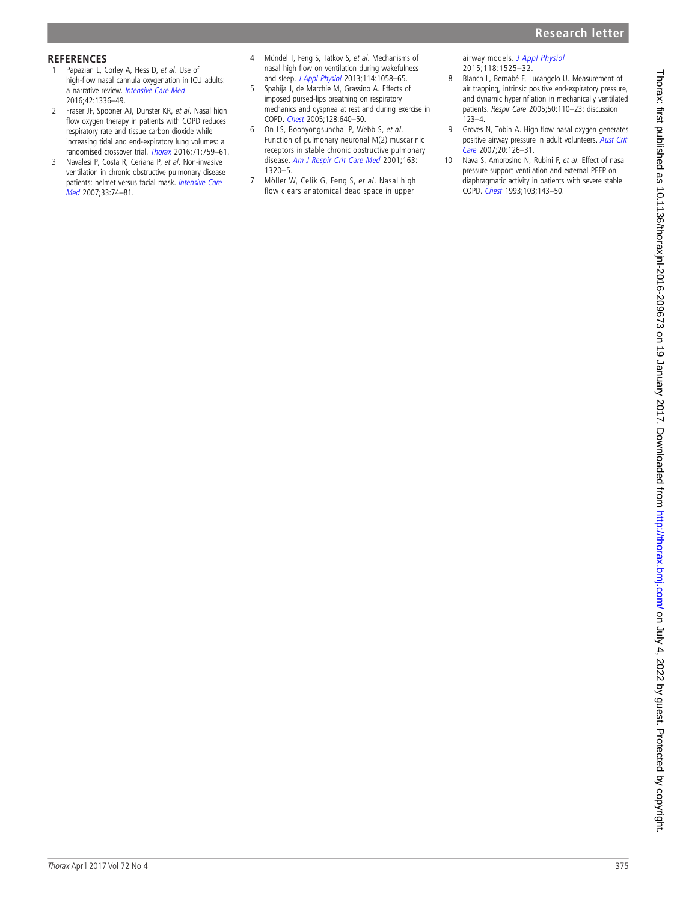## REFERENCES

1. Papazian L, Corley A, Hess D, *et al*. Use of high-flow nasal cannula oxygenation in ICU adults: a narrative review. *Intensive Care Med* 2016;42:1336–49.
2. Fraser JF, Spooner AJ, Dunster KR, *et al*. Nasal high flow oxygen therapy in patients with COPD reduces respiratory rate and tissue carbon dioxide while increasing tidal and end-expiratory lung volumes: a randomised crossover trial. *Thorax* 2016;71:759–61.
3. Navalesi P, Costa R, Ceriana P, *et al*. Non-invasive ventilation in chronic obstructive pulmonary disease patients: helmet versus facial mask. *Intensive Care Med* 2007;33:74–81.
4. Mündel T, Feng S, Tatkov S, *et al*. Mechanisms of nasal high flow on ventilation during wakefulness and sleep. *J Appl Physiol* 2013;114:1058–65.
5. Spahija J, de Marchie M, Grassino A. Effects of imposed pursed-lips breathing on respiratory mechanics and dyspnea at rest and during exercise in COPD. *Chest* 2005;128:640–50.
6. On LS, Boonyongsunchai P, Webb S, *et al*. Function of pulmonary neuronal M(2) muscarinic receptors in stable chronic obstructive pulmonary disease. *Am J Respir Crit Care Med* 2001;163:1320–5.
7. Möller W, Celik G, Feng S, *et al*. Nasal high flow clears anatomical dead space in upper airway models. *J Appl Physiol* 2015;118:1525–32.
8. Blanch L, Bernabé F, Lucangelo U. Measurement of air trapping, intrinsic positive end-expiratory pressure, and dynamic hyperinflation in mechanically ventilated patients. *Respir Care* 2005;50:110–23; discussion 123–4.
9. Groves N, Tobin A. High flow nasal oxygen generates positive airway pressure in adult volunteers. *Aust Crit Care* 2007;20:126–31.
10. Nava S, Ambrosino N, Rubini F, *et al*. Effect of nasal pressure support ventilation and external PEEP on diaphragmatic activity in patients with severe stable COPD. *Chest* 1993;103;143–50.